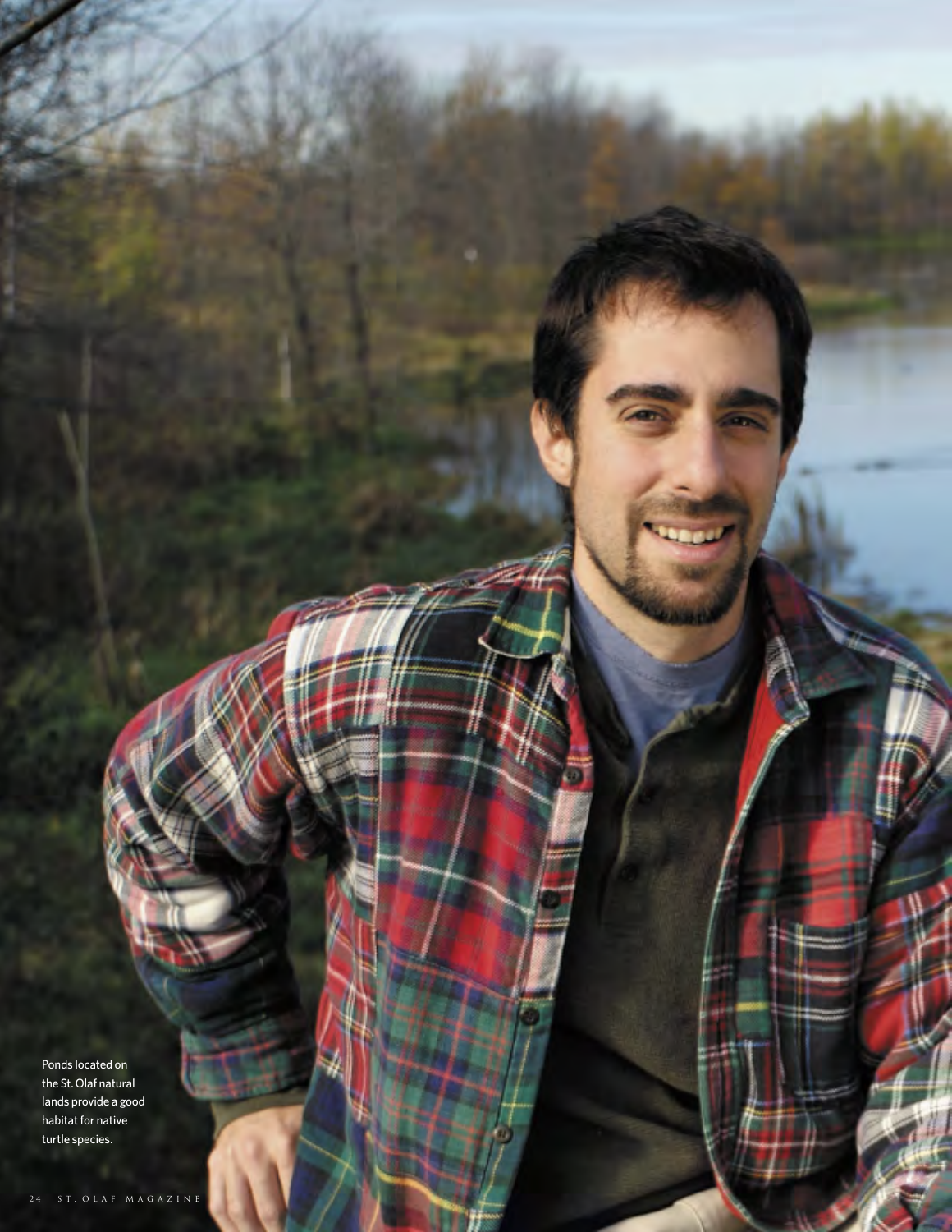Ponds located on the St. Olaf natural lands provide a good habitat for native turtle species.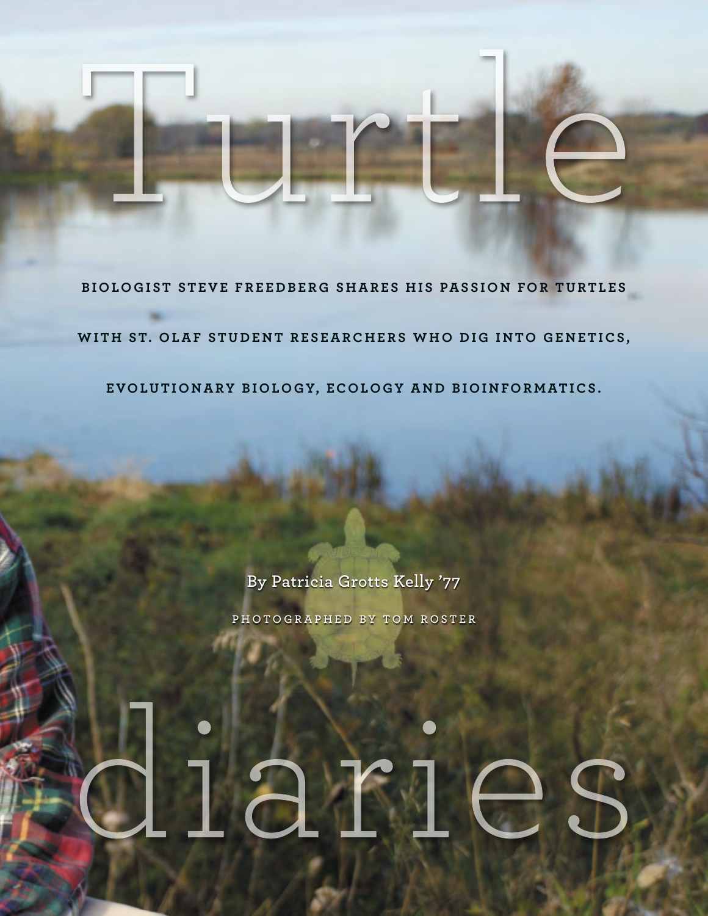# Turtle diaries

**BIOLOGIST STEVE FREEDBERG SHARES HIS PASSION FOR TURTLES WITH ST. OLAF STUDENT RESEARCHERS WHO DIG INTO GENETICS, EVOLUTIONARY BIOLOGY, ECOLOGY AND BIOINFORMATICS.**

By Patricia Grotts Kelly ’77

PHOTOGRAPHED BY TOM ROSTER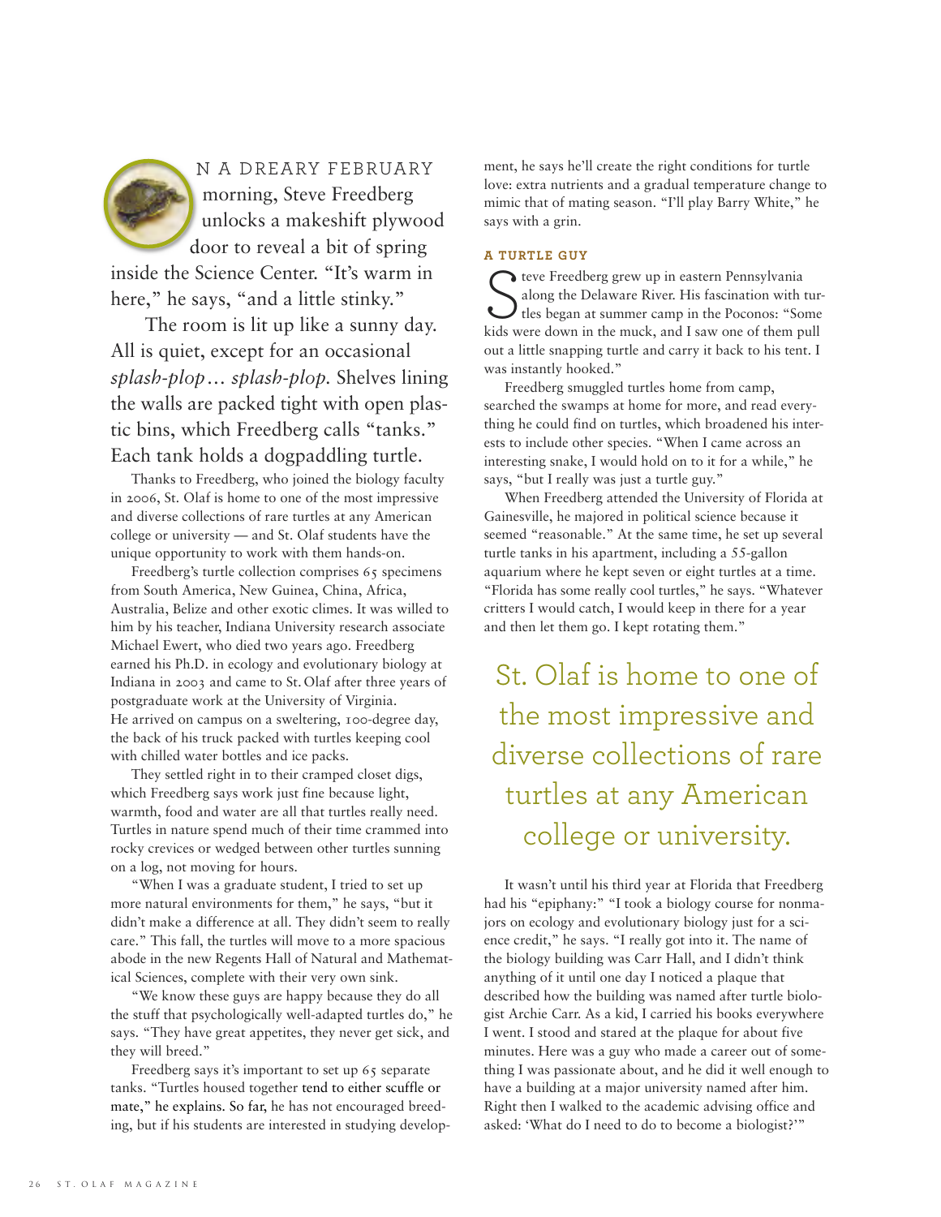ON A DREARY FEBRUARY morning, Steve Freedberg unlocks a makeshift plywood door to reveal a bit of spring inside the Science Center. "It's warm in here," he says, "and a little stinky."

The room is lit up like a sunny day. All is quiet, except for an occasional *splash-plop… splash-plop.* Shelves lining the walls are packed tight with open plastic bins, which Freedberg calls "tanks." Each tank holds a dogpaddling turtle.

Thanks to Freedberg, who joined the biology faculty in 2006, St. Olaf is home to one of the most impressive and diverse collections of rare turtles at any American college or university — and St. Olaf students have the unique opportunity to work with them hands-on.

Freedberg's turtle collection comprises 65 specimens from South America, New Guinea, China, Africa, Australia, Belize and other exotic climes. It was willed to him by his teacher, Indiana University research associate Michael Ewert, who died two years ago. Freedberg earned his Ph.D. in ecology and evolutionary biology at Indiana in 2003 and came to St. Olaf after three years of postgraduate work at the University of Virginia. He arrived on campus on a sweltering, 100-degree day, the back of his truck packed with turtles keeping cool with chilled water bottles and ice packs.

They settled right in to their cramped closet digs, which Freedberg says work just fine because light, warmth, food and water are all that turtles really need. Turtles in nature spend much of their time crammed into rocky crevices or wedged between other turtles sunning on a log, not moving for hours.

"When I was a graduate student, I tried to set up more natural environments for them," he says, "but it didn't make a difference at all. They didn't seem to really care." This fall, the turtles will move to a more spacious abode in the new Regents Hall of Natural and Mathematical Sciences, complete with their very own sink.

"We know these guys are happy because they do all the stuff that psychologically well-adapted turtles do," he says. "They have great appetites, they never get sick, and they will breed."

Freedberg says it's important to set up 65 separate tanks. "Turtles housed together tend to either scuffle or mate," he explains. So far, he has not encouraged breeding, but if his students are interested in studying development, he says he'll create the right conditions for turtle love: extra nutrients and a gradual temperature change to mimic that of mating season. "I'll play Barry White," he says with a grin.

### A TURTLE GUY

Steve Freedberg grew up in eastern Pennsylvania along the Delaware River. His fascination with turtles began at summer camp in the Poconos: "Some kids were down in the muck, and I saw one of them pull out a little snapping turtle and carry it back to his tent. I was instantly hooked."

Freedberg smuggled turtles home from camp, searched the swamps at home for more, and read everything he could find on turtles, which broadened his interests to include other species. "When I came across an interesting snake, I would hold on to it for a while," he says, "but I really was just a turtle guy."

When Freedberg attended the University of Florida at Gainesville, he majored in political science because it seemed "reasonable." At the same time, he set up several turtle tanks in his apartment, including a 55-gallon aquarium where he kept seven or eight turtles at a time. "Florida has some really cool turtles," he says. "Whatever critters I would catch, I would keep in there for a year and then let them go. I kept rotating them."

> St. Olaf is home to one of the most impressive and diverse collections of rare turtles at any American college or university.

It wasn't until his third year at Florida that Freedberg had his "epiphany:" "I took a biology course for nonmajors on ecology and evolutionary biology just for a science credit," he says. "I really got into it. The name of the biology building was Carr Hall, and I didn't think anything of it until one day I noticed a plaque that described how the building was named after turtle biologist Archie Carr. As a kid, I carried his books everywhere I went. I stood and stared at the plaque for about five minutes. Here was a guy who made a career out of something I was passionate about, and he did it well enough to have a building at a major university named after him. Right then I walked to the academic advising office and asked: 'What do I need to do to become a biologist?'"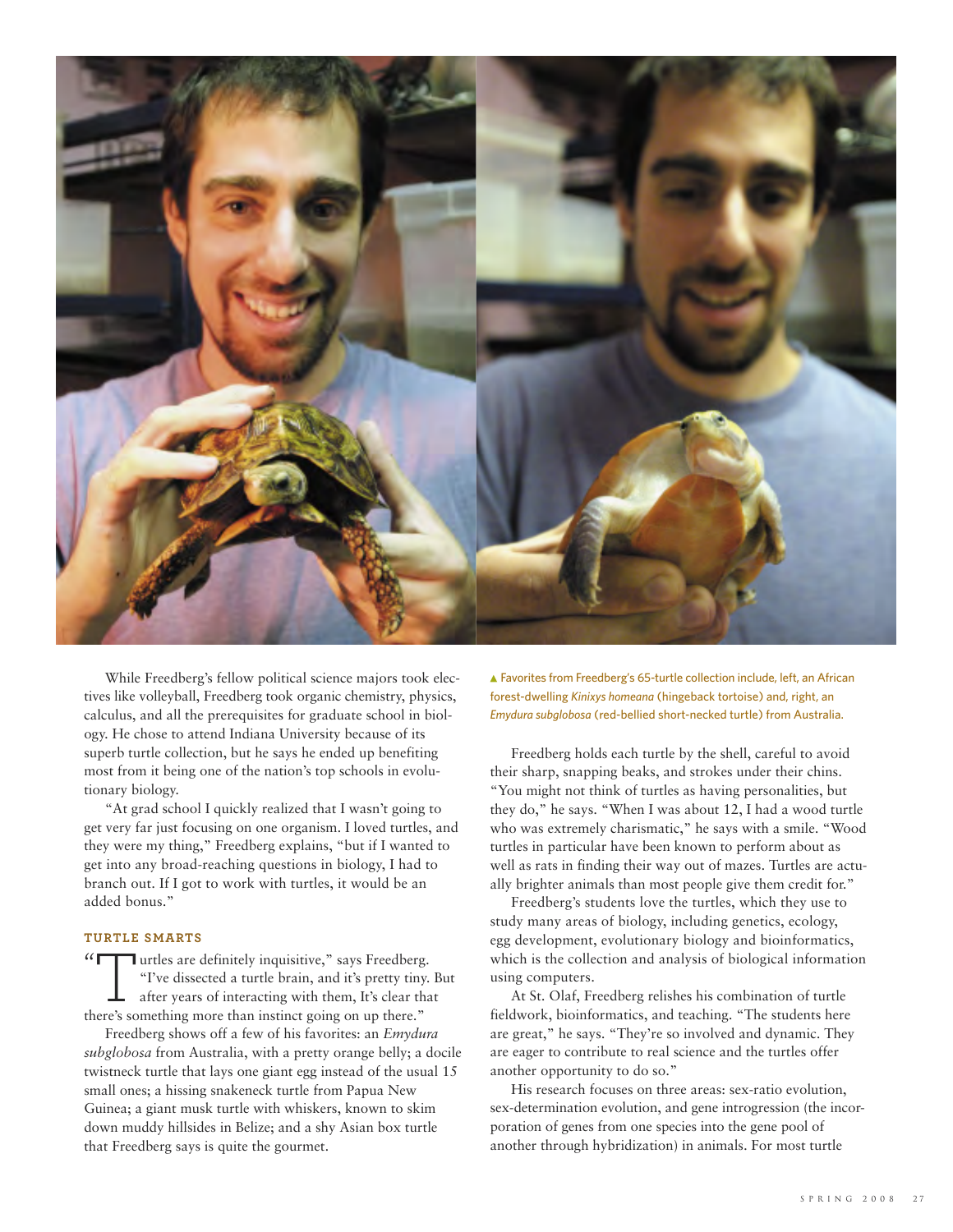While Freedberg's fellow political science majors took electives like volleyball, Freedberg took organic chemistry, physics, calculus, and all the prerequisites for graduate school in biology. He chose to attend Indiana University because of its superb turtle collection, but he says he ended up benefiting most from it being one of the nation's top schools in evolutionary biology.

"At grad school I quickly realized that I wasn't going to get very far just focusing on one organism. I loved turtles, and they were my thing," Freedberg explains, "but if I wanted to get into any broad-reaching questions in biology, I had to branch out. If I got to work with turtles, it would be an added bonus."

### TURTLE SMARTS

"Turtles are definitely inquisitive," says Freedberg. "I've dissected a turtle brain, and it's pretty tiny. But after years of interacting with them, It's clear that there's something more than instinct going on up there."

Freedberg shows off a few of his favorites: an *Emydura subglobosa* from Australia, with a pretty orange belly; a docile twistneck turtle that lays one giant egg instead of the usual 15 small ones; a hissing snakeneck turtle from Papua New Guinea; a giant musk turtle with whiskers, known to skim down muddy hillsides in Belize; and a shy Asian box turtle that Freedberg says is quite the gourmet.

▲ Favorites from Freedberg's 65-turtle collection include, left, an African forest-dwelling *Kinixys homeana* (hingeback tortoise) and, right, an *Emydura subglobosa* (red-bellied short-necked turtle) from Australia.

Freedberg holds each turtle by the shell, careful to avoid their sharp, snapping beaks, and strokes under their chins. "You might not think of turtles as having personalities, but they do," he says. "When I was about 12, I had a wood turtle who was extremely charismatic," he says with a smile. "Wood turtles in particular have been known to perform about as well as rats in finding their way out of mazes. Turtles are actually brighter animals than most people give them credit for."

Freedberg's students love the turtles, which they use to study many areas of biology, including genetics, ecology, egg development, evolutionary biology and bioinformatics, which is the collection and analysis of biological information using computers.

At St. Olaf, Freedberg relishes his combination of turtle fieldwork, bioinformatics, and teaching. "The students here are great," he says. "They're so involved and dynamic. They are eager to contribute to real science and the turtles offer another opportunity to do so."

His research focuses on three areas: sex-ratio evolution, sex-determination evolution, and gene introgression (the incorporation of genes from one species into the gene pool of another through hybridization) in animals. For most turtle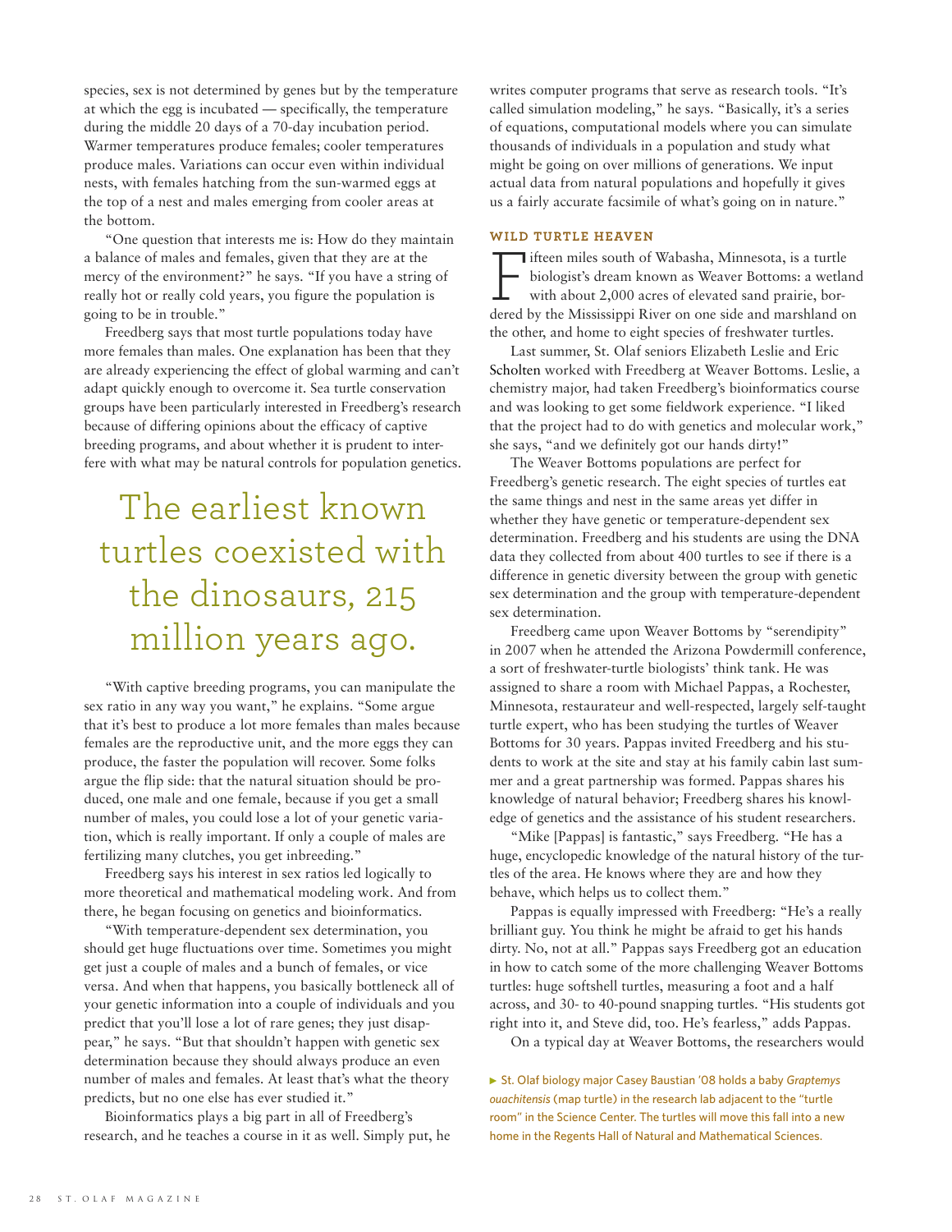species, sex is not determined by genes but by the temperature at which the egg is incubated — specifically, the temperature during the middle 20 days of a 70-day incubation period. Warmer temperatures produce females; cooler temperatures produce males. Variations can occur even within individual nests, with females hatching from the sun-warmed eggs at the top of a nest and males emerging from cooler areas at the bottom.

"One question that interests me is: How do they maintain a balance of males and females, given that they are at the mercy of the environment?" he says. "If you have a string of really hot or really cold years, you figure the population is going to be in trouble."

Freedberg says that most turtle populations today have more females than males. One explanation has been that they are already experiencing the effect of global warming and can't adapt quickly enough to overcome it. Sea turtle conservation groups have been particularly interested in Freedberg's research because of differing opinions about the efficacy of captive breeding programs, and about whether it is prudent to interfere with what may be natural controls for population genetics.

> The earliest known turtles coexisted with the dinosaurs, 215 million years ago.

"With captive breeding programs, you can manipulate the sex ratio in any way you want," he explains. "Some argue that it's best to produce a lot more females than males because females are the reproductive unit, and the more eggs they can produce, the faster the population will recover. Some folks argue the flip side: that the natural situation should be produced, one male and one female, because if you get a small number of males, you could lose a lot of your genetic variation, which is really important. If only a couple of males are fertilizing many clutches, you get inbreeding."

Freedberg says his interest in sex ratios led logically to more theoretical and mathematical modeling work. And from there, he began focusing on genetics and bioinformatics.

"With temperature-dependent sex determination, you should get huge fluctuations over time. Sometimes you might get just a couple of males and a bunch of females, or vice versa. And when that happens, you basically bottleneck all of your genetic information into a couple of individuals and you predict that you'll lose a lot of rare genes; they just disappear," he says. "But that shouldn't happen with genetic sex determination because they should always produce an even number of males and females. At least that's what the theory predicts, but no one else has ever studied it."

Bioinformatics plays a big part in all of Freedberg's research, and he teaches a course in it as well. Simply put, he writes computer programs that serve as research tools. "It's called simulation modeling," he says. "Basically, it's a series of equations, computational models where you can simulate thousands of individuals in a population and study what might be going on over millions of generations. We input actual data from natural populations and hopefully it gives us a fairly accurate facsimile of what's going on in nature."

## WILD TURTLE HEAVEN

Fifteen miles south of Wabasha, Minnesota, is a turtle biologist's dream known as Weaver Bottoms: a wetland with about 2,000 acres of elevated sand prairie, bordered by the Mississippi River on one side and marshland on the other, and home to eight species of freshwater turtles.

Last summer, St. Olaf seniors Elizabeth Leslie and Eric Scholten worked with Freedberg at Weaver Bottoms. Leslie, a chemistry major, had taken Freedberg's bioinformatics course and was looking to get some fieldwork experience. "I liked that the project had to do with genetics and molecular work," she says, "and we definitely got our hands dirty!"

The Weaver Bottoms populations are perfect for Freedberg's genetic research. The eight species of turtles eat the same things and nest in the same areas yet differ in whether they have genetic or temperature-dependent sex determination. Freedberg and his students are using the DNA data they collected from about 400 turtles to see if there is a difference in genetic diversity between the group with genetic sex determination and the group with temperature-dependent sex determination.

Freedberg came upon Weaver Bottoms by "serendipity" in 2007 when he attended the Arizona Powdermill conference, a sort of freshwater-turtle biologists' think tank. He was assigned to share a room with Michael Pappas, a Rochester, Minnesota, restaurateur and well-respected, largely self-taught turtle expert, who has been studying the turtles of Weaver Bottoms for 30 years. Pappas invited Freedberg and his students to work at the site and stay at his family cabin last summer and a great partnership was formed. Pappas shares his knowledge of natural behavior; Freedberg shares his knowledge of genetics and the assistance of his student researchers.

"Mike [Pappas] is fantastic," says Freedberg. "He has a huge, encyclopedic knowledge of the natural history of the turtles of the area. He knows where they are and how they behave, which helps us to collect them."

Pappas is equally impressed with Freedberg: "He's a really brilliant guy. You think he might be afraid to get his hands dirty. No, not at all." Pappas says Freedberg got an education in how to catch some of the more challenging Weaver Bottoms turtles: huge softshell turtles, measuring a foot and a half across, and 30- to 40-pound snapping turtles. "His students got right into it, and Steve did, too. He's fearless," adds Pappas.

On a typical day at Weaver Bottoms, the researchers would

▶ St. Olaf biology major Casey Baustian '08 holds a baby *Graptemys ouachitensis* (map turtle) in the research lab adjacent to the "turtle room" in the Science Center. The turtles will move this fall into a new home in the Regents Hall of Natural and Mathematical Sciences.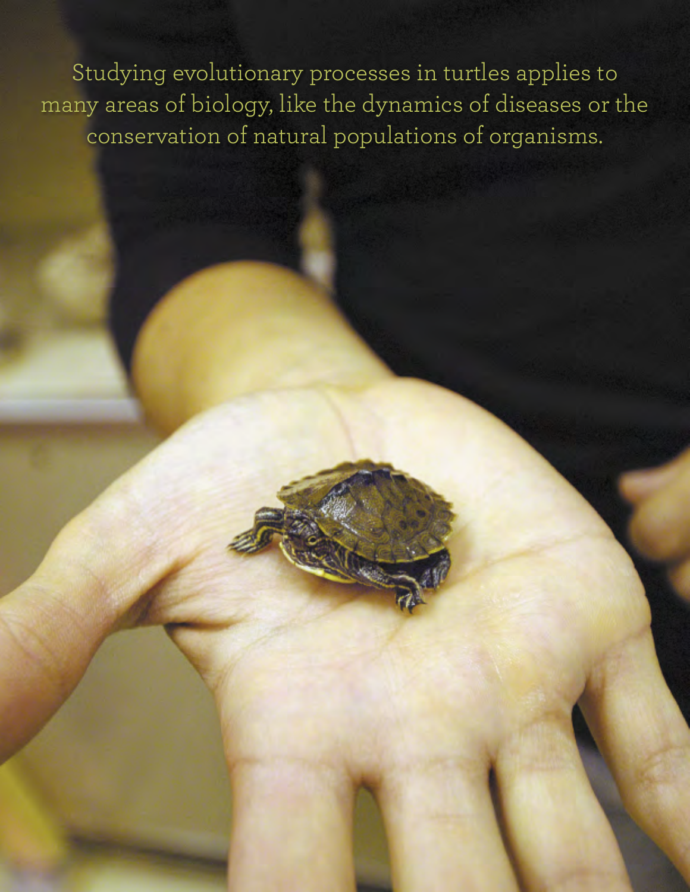Studying evolutionary processes in turtles applies to many areas of biology, like the dynamics of diseases or the conservation of natural populations of organisms.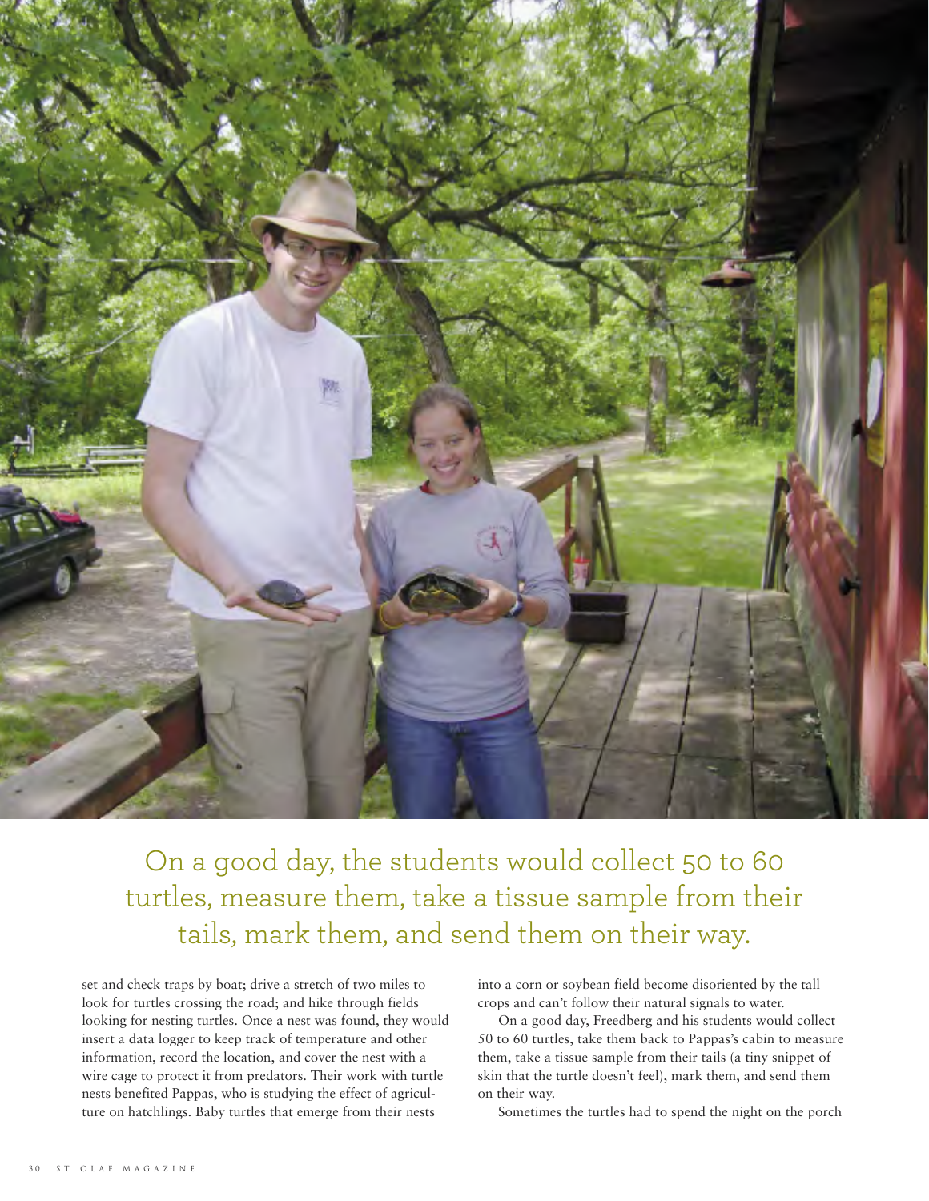On a good day, the students would collect 50 to 60 turtles, measure them, take a tissue sample from their tails, mark them, and send them on their way.

set and check traps by boat; drive a stretch of two miles to look for turtles crossing the road; and hike through fields looking for nesting turtles. Once a nest was found, they would insert a data logger to keep track of temperature and other information, record the location, and cover the nest with a wire cage to protect it from predators. Their work with turtle nests benefited Pappas, who is studying the effect of agriculture on hatchlings. Baby turtles that emerge from their nests into a corn or soybean field become disoriented by the tall crops and can't follow their natural signals to water.

On a good day, Freedberg and his students would collect 50 to 60 turtles, take them back to Pappas's cabin to measure them, take a tissue sample from their tails (a tiny snippet of skin that the turtle doesn't feel), mark them, and send them on their way.

Sometimes the turtles had to spend the night on the porch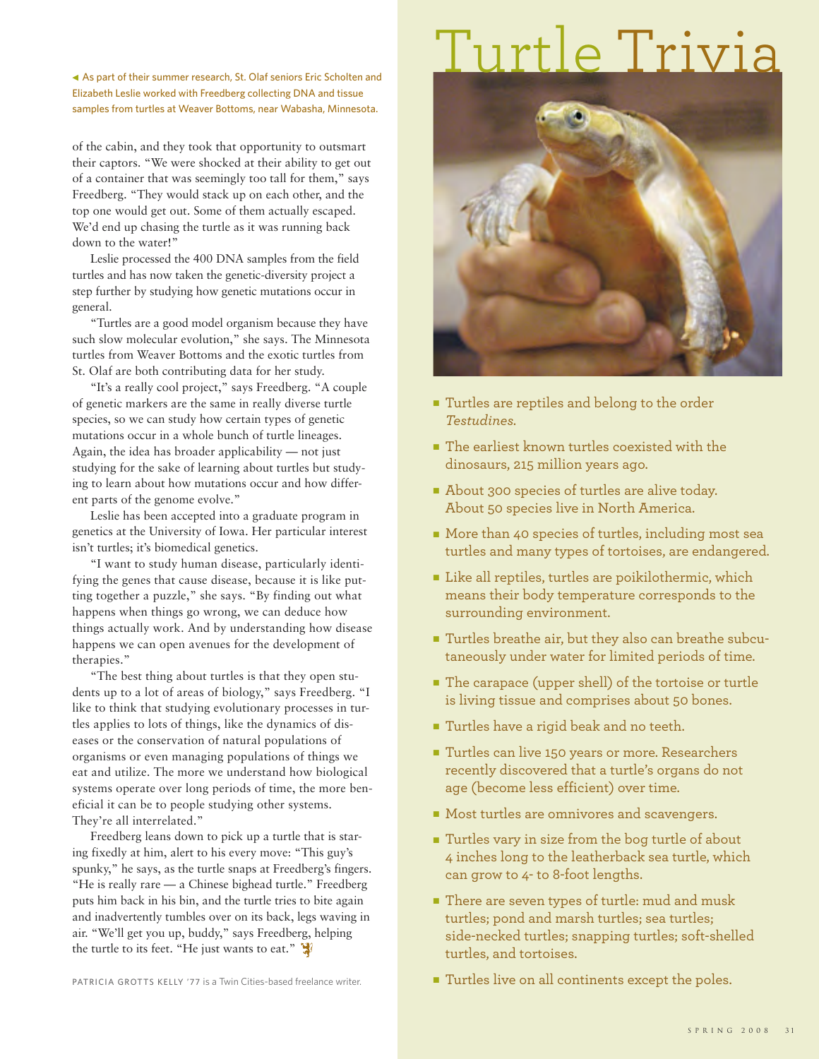◄ As part of their summer research, St. Olaf seniors Eric Scholten and Elizabeth Leslie worked with Freedberg collecting DNA and tissue samples from turtles at Weaver Bottoms, near Wabasha, Minnesota.

of the cabin, and they took that opportunity to outsmart their captors. "We were shocked at their ability to get out of a container that was seemingly too tall for them," says Freedberg. "They would stack up on each other, and the top one would get out. Some of them actually escaped. We'd end up chasing the turtle as it was running back down to the water!"

Leslie processed the 400 DNA samples from the field turtles and has now taken the genetic-diversity project a step further by studying how genetic mutations occur in general.

"Turtles are a good model organism because they have such slow molecular evolution," she says. The Minnesota turtles from Weaver Bottoms and the exotic turtles from St. Olaf are both contributing data for her study.

"It's a really cool project," says Freedberg. "A couple of genetic markers are the same in really diverse turtle species, so we can study how certain types of genetic mutations occur in a whole bunch of turtle lineages. Again, the idea has broader applicability — not just studying for the sake of learning about turtles but studying to learn about how mutations occur and how different parts of the genome evolve."

Leslie has been accepted into a graduate program in genetics at the University of Iowa. Her particular interest isn't turtles; it's biomedical genetics.

"I want to study human disease, particularly identifying the genes that cause disease, because it is like putting together a puzzle," she says. "By finding out what happens when things go wrong, we can deduce how things actually work. And by understanding how disease happens we can open avenues for the development of therapies."

"The best thing about turtles is that they open students up to a lot of areas of biology," says Freedberg. "I like to think that studying evolutionary processes in turtles applies to lots of things, like the dynamics of diseases or the conservation of natural populations of organisms or even managing populations of things we eat and utilize. The more we understand how biological systems operate over long periods of time, the more beneficial it can be to people studying other systems. They're all interrelated."

Freedberg leans down to pick up a turtle that is staring fixedly at him, alert to his every move: "This guy's spunky," he says, as the turtle snaps at Freedberg's fingers. "He is really rare — a Chinese bighead turtle." Freedberg puts him back in his bin, and the turtle tries to bite again and inadvertently tumbles over on its back, legs waving in air. "We'll get you up, buddy," says Freedberg, helping the turtle to its feet. "He just wants to eat."

PATRICIA GROTTS KELLY '77 is a Twin Cities-based freelance writer.

# Turtle Trivia

- Turtles are reptiles and belong to the order *Testudines*.
- The earliest known turtles coexisted with the dinosaurs, 215 million years ago.
- About 300 species of turtles are alive today. About 50 species live in North America.
- More than 40 species of turtles, including most sea turtles and many types of tortoises, are endangered.
- Like all reptiles, turtles are poikilothermic, which means their body temperature corresponds to the surrounding environment.
- Turtles breathe air, but they also can breathe subcutaneously under water for limited periods of time.
- The carapace (upper shell) of the tortoise or turtle is living tissue and comprises about 50 bones.
- Turtles have a rigid beak and no teeth.
- Turtles can live 150 years or more. Researchers recently discovered that a turtle's organs do not age (become less efficient) over time.
- Most turtles are omnivores and scavengers.
- Turtles vary in size from the bog turtle of about 4 inches long to the leatherback sea turtle, which can grow to 4- to 8-foot lengths.
- There are seven types of turtle: mud and musk turtles; pond and marsh turtles; sea turtles; side-necked turtles; snapping turtles; soft-shelled turtles, and tortoises.
- Turtles live on all continents except the poles.